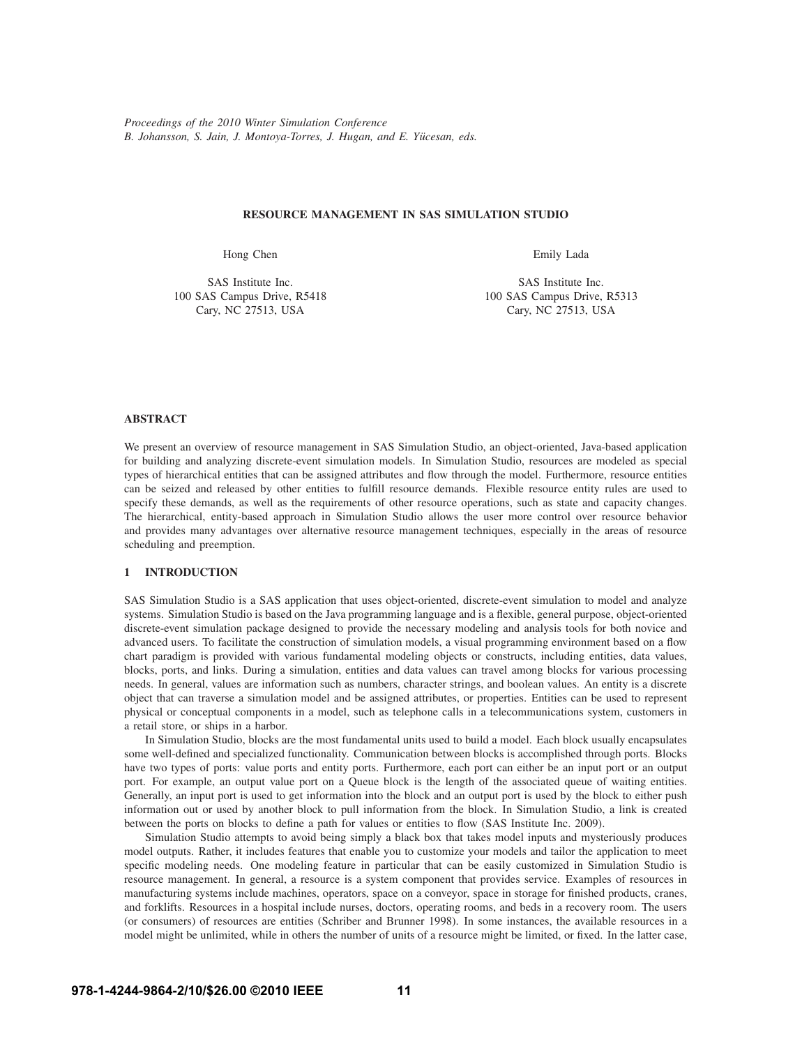*Proceedings of the 2010 Winter Simulation Conference*
*B. Johansson, S. Jain, J. Montoya-Torres, J. Hugan, and E. Yücesan, eds.*

# RESOURCE MANAGEMENT IN SAS SIMULATION STUDIO

Hong Chen

SAS Institute Inc.
100 SAS Campus Drive, R5418
Cary, NC 27513, USA

Emily Lada

SAS Institute Inc.
100 SAS Campus Drive, R5313
Cary, NC 27513, USA

## ABSTRACT

We present an overview of resource management in SAS Simulation Studio, an object-oriented, Java-based application for building and analyzing discrete-event simulation models. In Simulation Studio, resources are modeled as special types of hierarchical entities that can be assigned attributes and flow through the model. Furthermore, resource entities can be seized and released by other entities to fulfill resource demands. Flexible resource entity rules are used to specify these demands, as well as the requirements of other resource operations, such as state and capacity changes. The hierarchical, entity-based approach in Simulation Studio allows the user more control over resource behavior and provides many advantages over alternative resource management techniques, especially in the areas of resource scheduling and preemption.

## 1 INTRODUCTION

SAS Simulation Studio is a SAS application that uses object-oriented, discrete-event simulation to model and analyze systems. Simulation Studio is based on the Java programming language and is a flexible, general purpose, object-oriented discrete-event simulation package designed to provide the necessary modeling and analysis tools for both novice and advanced users. To facilitate the construction of simulation models, a visual programming environment based on a flow chart paradigm is provided with various fundamental modeling objects or constructs, including entities, data values, blocks, ports, and links. During a simulation, entities and data values can travel among blocks for various processing needs. In general, values are information such as numbers, character strings, and boolean values. An entity is a discrete object that can traverse a simulation model and be assigned attributes, or properties. Entities can be used to represent physical or conceptual components in a model, such as telephone calls in a telecommunications system, customers in a retail store, or ships in a harbor.

In Simulation Studio, blocks are the most fundamental units used to build a model. Each block usually encapsulates some well-defined and specialized functionality. Communication between blocks is accomplished through ports. Blocks have two types of ports: value ports and entity ports. Furthermore, each port can either be an input port or an output port. For example, an output value port on a Queue block is the length of the associated queue of waiting entities. Generally, an input port is used to get information into the block and an output port is used by the block to either push information out or used by another block to pull information from the block. In Simulation Studio, a link is created between the ports on blocks to define a path for values or entities to flow (SAS Institute Inc. 2009).

Simulation Studio attempts to avoid being simply a black box that takes model inputs and mysteriously produces model outputs. Rather, it includes features that enable you to customize your models and tailor the application to meet specific modeling needs. One modeling feature in particular that can be easily customized in Simulation Studio is resource management. In general, a resource is a system component that provides service. Examples of resources in manufacturing systems include machines, operators, space on a conveyor, space in storage for finished products, cranes, and forklifts. Resources in a hospital include nurses, doctors, operating rooms, and beds in a recovery room. The users (or consumers) of resources are entities (Schriber and Brunner 1998). In some instances, the available resources in a model might be unlimited, while in others the number of units of a resource might be limited, or fixed. In the latter case,

978-1-4244-9864-2/10/$26.00 ©2010 IEEE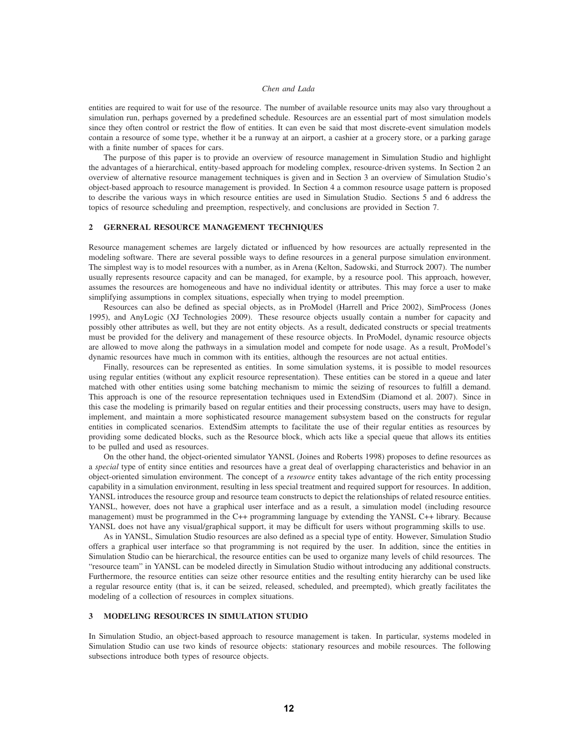entities are required to wait for use of the resource. The number of available resource units may also vary throughout a simulation run, perhaps governed by a predefined schedule. Resources are an essential part of most simulation models since they often control or restrict the flow of entities. It can even be said that most discrete-event simulation models contain a resource of some type, whether it be a runway at an airport, a cashier at a grocery store, or a parking garage with a finite number of spaces for cars.

The purpose of this paper is to provide an overview of resource management in Simulation Studio and highlight the advantages of a hierarchical, entity-based approach for modeling complex, resource-driven systems. In Section 2 an overview of alternative resource management techniques is given and in Section 3 an overview of Simulation Studio's object-based approach to resource management is provided. In Section 4 a common resource usage pattern is proposed to describe the various ways in which resource entities are used in Simulation Studio. Sections 5 and 6 address the topics of resource scheduling and preemption, respectively, and conclusions are provided in Section 7.

## 2 GERNERAL RESOURCE MANAGEMENT TECHNIQUES

Resource management schemes are largely dictated or influenced by how resources are actually represented in the modeling software. There are several possible ways to define resources in a general purpose simulation environment. The simplest way is to model resources with a number, as in Arena (Kelton, Sadowski, and Sturrock 2007). The number usually represents resource capacity and can be managed, for example, by a resource pool. This approach, however, assumes the resources are homogeneous and have no individual identity or attributes. This may force a user to make simplifying assumptions in complex situations, especially when trying to model preemption.

Resources can also be defined as special objects, as in ProModel (Harrell and Price 2002), SimProcess (Jones 1995), and AnyLogic (XJ Technologies 2009). These resource objects usually contain a number for capacity and possibly other attributes as well, but they are not entity objects. As a result, dedicated constructs or special treatments must be provided for the delivery and management of these resource objects. In ProModel, dynamic resource objects are allowed to move along the pathways in a simulation model and compete for node usage. As a result, ProModel's dynamic resources have much in common with its entities, although the resources are not actual entities.

Finally, resources can be represented as entities. In some simulation systems, it is possible to model resources using regular entities (without any explicit resource representation). These entities can be stored in a queue and later matched with other entities using some batching mechanism to mimic the seizing of resources to fulfill a demand. This approach is one of the resource representation techniques used in ExtendSim (Diamond et al. 2007). Since in this case the modeling is primarily based on regular entities and their processing constructs, users may have to design, implement, and maintain a more sophisticated resource management subsystem based on the constructs for regular entities in complicated scenarios. ExtendSim attempts to facilitate the use of their regular entities as resources by providing some dedicated blocks, such as the Resource block, which acts like a special queue that allows its entities to be pulled and used as resources.

On the other hand, the object-oriented simulator YANSL (Joines and Roberts 1998) proposes to define resources as a *special* type of entity since entities and resources have a great deal of overlapping characteristics and behavior in an object-oriented simulation environment. The concept of a *resource* entity takes advantage of the rich entity processing capability in a simulation environment, resulting in less special treatment and required support for resources. In addition, YANSL introduces the resource group and resource team constructs to depict the relationships of related resource entities. YANSL, however, does not have a graphical user interface and as a result, a simulation model (including resource management) must be programmed in the C++ programming language by extending the YANSL C++ library. Because YANSL does not have any visual/graphical support, it may be difficult for users without programming skills to use.

As in YANSL, Simulation Studio resources are also defined as a special type of entity. However, Simulation Studio offers a graphical user interface so that programming is not required by the user. In addition, since the entities in Simulation Studio can be hierarchical, the resource entities can be used to organize many levels of child resources. The "resource team" in YANSL can be modeled directly in Simulation Studio without introducing any additional constructs. Furthermore, the resource entities can seize other resource entities and the resulting entity hierarchy can be used like a regular resource entity (that is, it can be seized, released, scheduled, and preempted), which greatly facilitates the modeling of a collection of resources in complex situations.

## 3 MODELING RESOURCES IN SIMULATION STUDIO

In Simulation Studio, an object-based approach to resource management is taken. In particular, systems modeled in Simulation Studio can use two kinds of resource objects: stationary resources and mobile resources. The following subsections introduce both types of resource objects.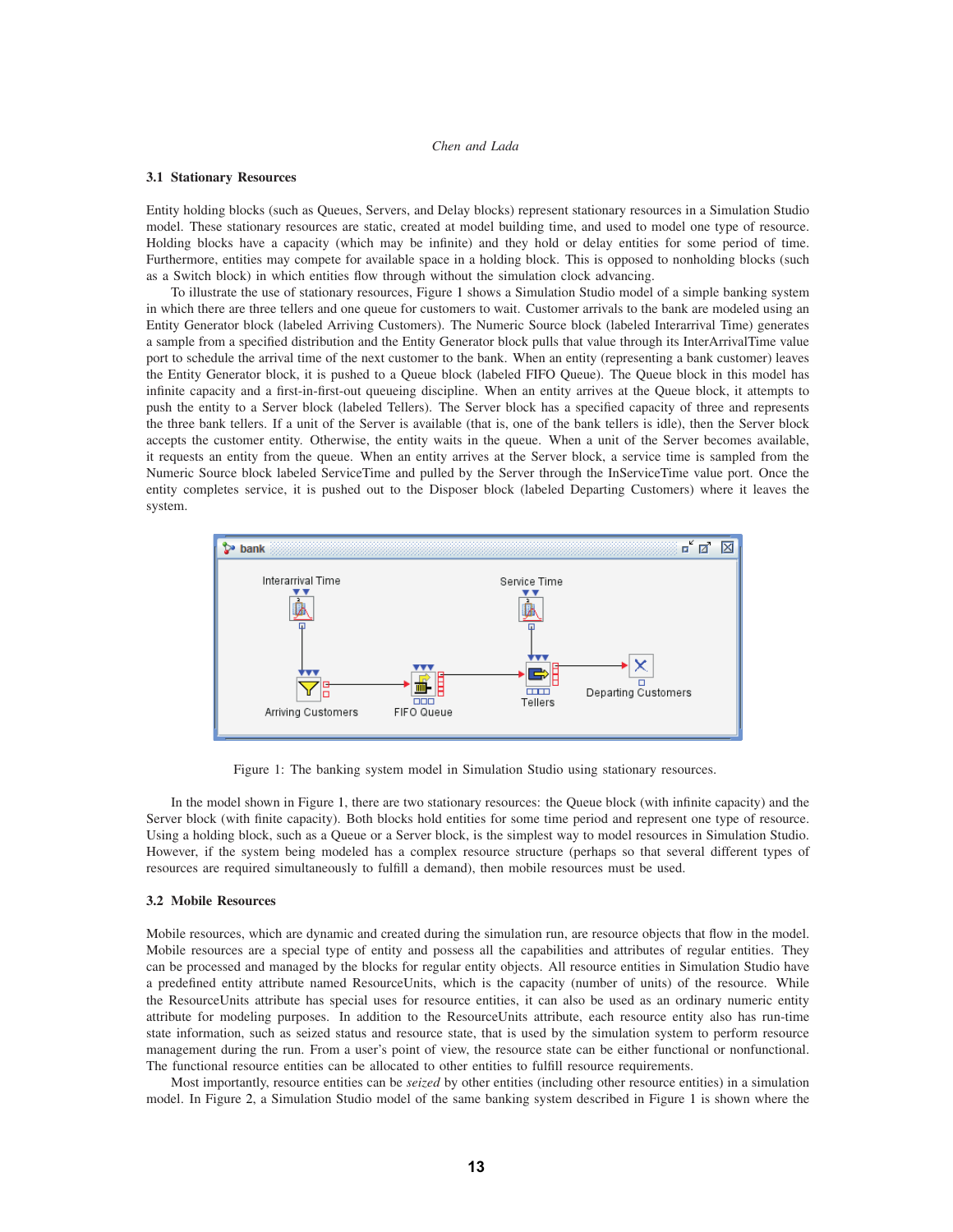### 3.1 Stationary Resources

Entity holding blocks (such as Queues, Servers, and Delay blocks) represent stationary resources in a Simulation Studio model. These stationary resources are static, created at model building time, and used to model one type of resource. Holding blocks have a capacity (which may be infinite) and they hold or delay entities for some period of time. Furthermore, entities may compete for available space in a holding block. This is opposed to nonholding blocks (such as a Switch block) in which entities flow through without the simulation clock advancing.

To illustrate the use of stationary resources, Figure 1 shows a Simulation Studio model of a simple banking system in which there are three tellers and one queue for customers to wait. Customer arrivals to the bank are modeled using an Entity Generator block (labeled Arriving Customers). The Numeric Source block (labeled Interarrival Time) generates a sample from a specified distribution and the Entity Generator block pulls that value through its InterArrivalTime value port to schedule the arrival time of the next customer to the bank. When an entity (representing a bank customer) leaves the Entity Generator block, it is pushed to a Queue block (labeled FIFO Queue). The Queue block in this model has infinite capacity and a first-in-first-out queueing discipline. When an entity arrives at the Queue block, it attempts to push the entity to a Server block (labeled Tellers). The Server block has a specified capacity of three and represents the three bank tellers. If a unit of the Server is available (that is, one of the bank tellers is idle), then the Server block accepts the customer entity. Otherwise, the entity waits in the queue. When a unit of the Server becomes available, it requests an entity from the queue. When an entity arrives at the Server block, a service time is sampled from the Numeric Source block labeled ServiceTime and pulled by the Server through the InServiceTime value port. Once the entity completes service, it is pushed out to the Disposer block (labeled Departing Customers) where it leaves the system.

bank

Interarrival Time

Service Time

Arriving Customers

FIFO Queue

Tellers

Departing Customers

Figure 1: The banking system model in Simulation Studio using stationary resources.

In the model shown in Figure 1, there are two stationary resources: the Queue block (with infinite capacity) and the Server block (with finite capacity). Both blocks hold entities for some time period and represent one type of resource. Using a holding block, such as a Queue or a Server block, is the simplest way to model resources in Simulation Studio. However, if the system being modeled has a complex resource structure (perhaps so that several different types of resources are required simultaneously to fulfill a demand), then mobile resources must be used.

### 3.2 Mobile Resources

Mobile resources, which are dynamic and created during the simulation run, are resource objects that flow in the model. Mobile resources are a special type of entity and possess all the capabilities and attributes of regular entities. They can be processed and managed by the blocks for regular entity objects. All resource entities in Simulation Studio have a predefined entity attribute named ResourceUnits, which is the capacity (number of units) of the resource. While the ResourceUnits attribute has special uses for resource entities, it can also be used as an ordinary numeric entity attribute for modeling purposes. In addition to the ResourceUnits attribute, each resource entity also has run-time state information, such as seized status and resource state, that is used by the simulation system to perform resource management during the run. From a user's point of view, the resource state can be either functional or nonfunctional. The functional resource entities can be allocated to other entities to fulfill resource requirements.

Most importantly, resource entities can be *seized* by other entities (including other resource entities) in a simulation model. In Figure 2, a Simulation Studio model of the same banking system described in Figure 1 is shown where the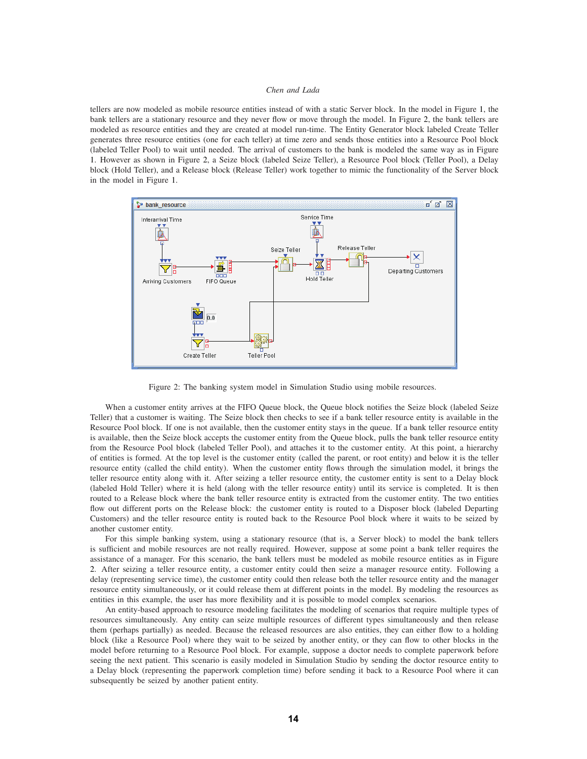tellers are now modeled as mobile resource entities instead of with a static Server block. In the model in Figure 1, the bank tellers are a stationary resource and they never flow or move through the model. In Figure 2, the bank tellers are modeled as resource entities and they are created at model run-time. The Entity Generator block labeled Create Teller generates three resource entities (one for each teller) at time zero and sends those entities into a Resource Pool block (labeled Teller Pool) to wait until needed. The arrival of customers to the bank is modeled the same way as in Figure 1. However as shown in Figure 2, a Seize block (labeled Seize Teller), a Resource Pool block (Teller Pool), a Delay block (Hold Teller), and a Release block (Release Teller) work together to mimic the functionality of the Server block in the model in Figure 1.

bank_resource

Interarrival Time

Service Time

Seize Teller

Release Teller

Arriving Customers

FIFO Queue

Hold Teller

Departing Customers

0.0

Create Teller

Teller Pool

Figure 2: The banking system model in Simulation Studio using mobile resources.

When a customer entity arrives at the FIFO Queue block, the Queue block notifies the Seize block (labeled Seize Teller) that a customer is waiting. The Seize block then checks to see if a bank teller resource entity is available in the Resource Pool block. If one is not available, then the customer entity stays in the queue. If a bank teller resource entity is available, then the Seize block accepts the customer entity from the Queue block, pulls the bank teller resource entity from the Resource Pool block (labeled Teller Pool), and attaches it to the customer entity. At this point, a hierarchy of entities is formed. At the top level is the customer entity (called the parent, or root entity) and below it is the teller resource entity (called the child entity). When the customer entity flows through the simulation model, it brings the teller resource entity along with it. After seizing a teller resource entity, the customer entity is sent to a Delay block (labeled Hold Teller) where it is held (along with the teller resource entity) until its service is completed. It is then routed to a Release block where the bank teller resource entity is extracted from the customer entity. The two entities flow out different ports on the Release block: the customer entity is routed to a Disposer block (labeled Departing Customers) and the teller resource entity is routed back to the Resource Pool block where it waits to be seized by another customer entity.

For this simple banking system, using a stationary resource (that is, a Server block) to model the bank tellers is sufficient and mobile resources are not really required. However, suppose at some point a bank teller requires the assistance of a manager. For this scenario, the bank tellers must be modeled as mobile resource entities as in Figure 2. After seizing a teller resource entity, a customer entity could then seize a manager resource entity. Following a delay (representing service time), the customer entity could then release both the teller resource entity and the manager resource entity simultaneously, or it could release them at different points in the model. By modeling the resources as entities in this example, the user has more flexibility and it is possible to model complex scenarios.

An entity-based approach to resource modeling facilitates the modeling of scenarios that require multiple types of resources simultaneously. Any entity can seize multiple resources of different types simultaneously and then release them (perhaps partially) as needed. Because the released resources are also entities, they can either flow to a holding block (like a Resource Pool) where they wait to be seized by another entity, or they can flow to other blocks in the model before returning to a Resource Pool block. For example, suppose a doctor needs to complete paperwork before seeing the next patient. This scenario is easily modeled in Simulation Studio by sending the doctor resource entity to a Delay block (representing the paperwork completion time) before sending it back to a Resource Pool where it can subsequently be seized by another patient entity.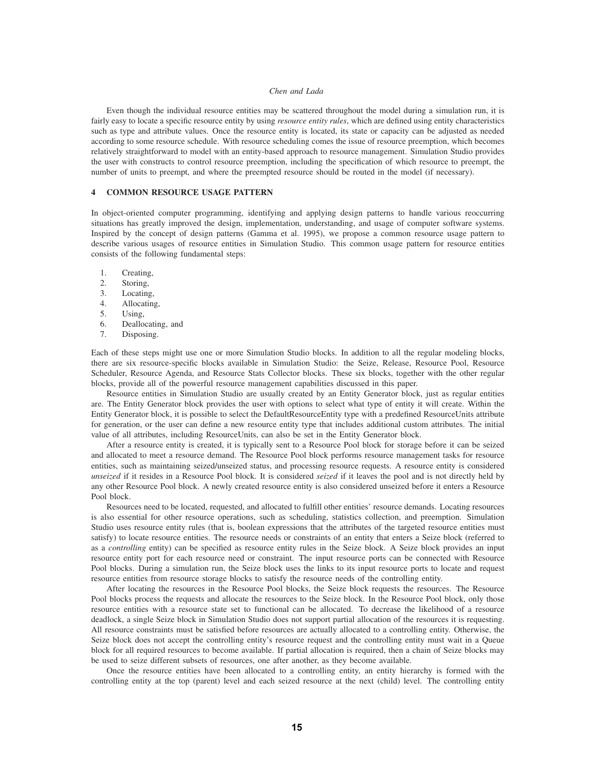Even though the individual resource entities may be scattered throughout the model during a simulation run, it is fairly easy to locate a specific resource entity by using *resource entity rules*, which are defined using entity characteristics such as type and attribute values. Once the resource entity is located, its state or capacity can be adjusted as needed according to some resource schedule. With resource scheduling comes the issue of resource preemption, which becomes relatively straightforward to model with an entity-based approach to resource management. Simulation Studio provides the user with constructs to control resource preemption, including the specification of which resource to preempt, the number of units to preempt, and where the preempted resource should be routed in the model (if necessary).

## 4 COMMON RESOURCE USAGE PATTERN

In object-oriented computer programming, identifying and applying design patterns to handle various reoccurring situations has greatly improved the design, implementation, understanding, and usage of computer software systems. Inspired by the concept of design patterns (Gamma et al. 1995), we propose a common resource usage pattern to describe various usages of resource entities in Simulation Studio. This common usage pattern for resource entities consists of the following fundamental steps:

1. Creating,
2. Storing,
3. Locating,
4. Allocating,
5. Using,
6. Deallocating, and
7. Disposing.

Each of these steps might use one or more Simulation Studio blocks. In addition to all the regular modeling blocks, there are six resource-specific blocks available in Simulation Studio: the Seize, Release, Resource Pool, Resource Scheduler, Resource Agenda, and Resource Stats Collector blocks. These six blocks, together with the other regular blocks, provide all of the powerful resource management capabilities discussed in this paper.

Resource entities in Simulation Studio are usually created by an Entity Generator block, just as regular entities are. The Entity Generator block provides the user with options to select what type of entity it will create. Within the Entity Generator block, it is possible to select the DefaultResourceEntity type with a predefined ResourceUnits attribute for generation, or the user can define a new resource entity type that includes additional custom attributes. The initial value of all attributes, including ResourceUnits, can also be set in the Entity Generator block.

After a resource entity is created, it is typically sent to a Resource Pool block for storage before it can be seized and allocated to meet a resource demand. The Resource Pool block performs resource management tasks for resource entities, such as maintaining seized/unseized status, and processing resource requests. A resource entity is considered *unseized* if it resides in a Resource Pool block. It is considered *seized* if it leaves the pool and is not directly held by any other Resource Pool block. A newly created resource entity is also considered unseized before it enters a Resource Pool block.

Resources need to be located, requested, and allocated to fulfill other entities' resource demands. Locating resources is also essential for other resource operations, such as scheduling, statistics collection, and preemption. Simulation Studio uses resource entity rules (that is, boolean expressions that the attributes of the targeted resource entities must satisfy) to locate resource entities. The resource needs or constraints of an entity that enters a Seize block (referred to as a *controlling* entity) can be specified as resource entity rules in the Seize block. A Seize block provides an input resource entity port for each resource need or constraint. The input resource ports can be connected with Resource Pool blocks. During a simulation run, the Seize block uses the links to its input resource ports to locate and request resource entities from resource storage blocks to satisfy the resource needs of the controlling entity.

After locating the resources in the Resource Pool blocks, the Seize block requests the resources. The Resource Pool blocks process the requests and allocate the resources to the Seize block. In the Resource Pool block, only those resource entities with a resource state set to functional can be allocated. To decrease the likelihood of a resource deadlock, a single Seize block in Simulation Studio does not support partial allocation of the resources it is requesting. All resource constraints must be satisfied before resources are actually allocated to a controlling entity. Otherwise, the Seize block does not accept the controlling entity's resource request and the controlling entity must wait in a Queue block for all required resources to become available. If partial allocation is required, then a chain of Seize blocks may be used to seize different subsets of resources, one after another, as they become available.

Once the resource entities have been allocated to a controlling entity, an entity hierarchy is formed with the controlling entity at the top (parent) level and each seized resource at the next (child) level. The controlling entity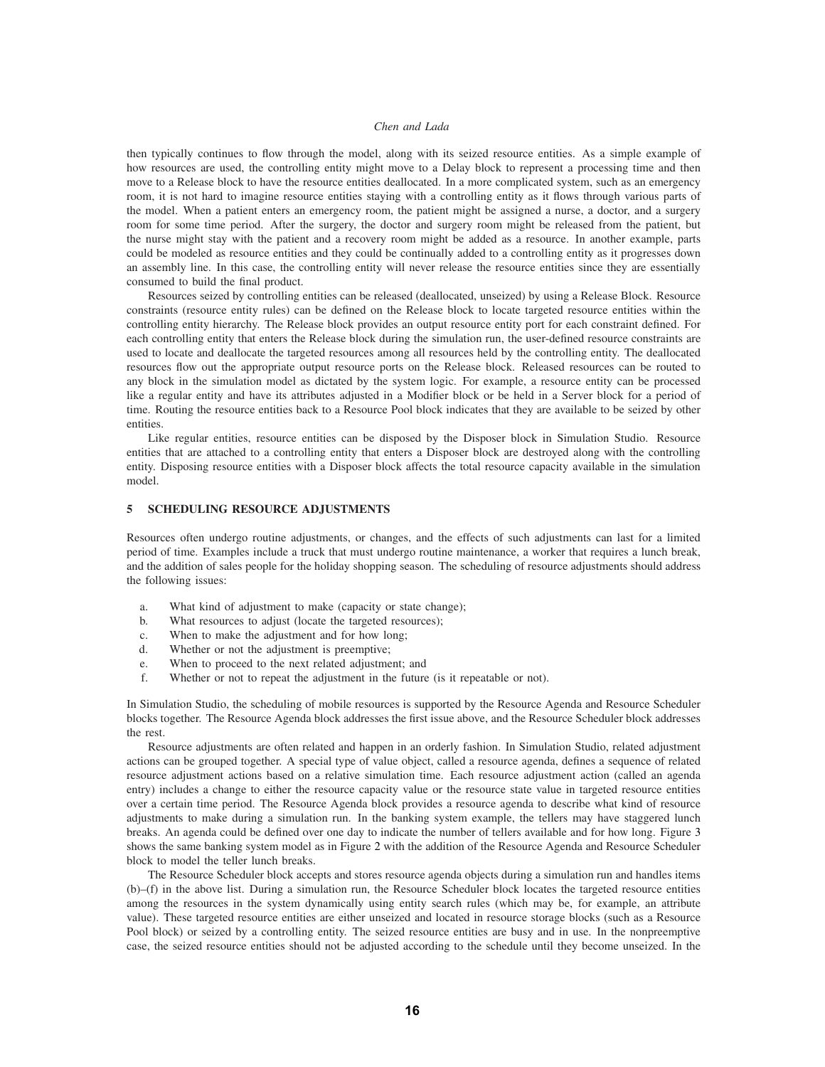then typically continues to flow through the model, along with its seized resource entities. As a simple example of how resources are used, the controlling entity might move to a Delay block to represent a processing time and then move to a Release block to have the resource entities deallocated. In a more complicated system, such as an emergency room, it is not hard to imagine resource entities staying with a controlling entity as it flows through various parts of the model. When a patient enters an emergency room, the patient might be assigned a nurse, a doctor, and a surgery room for some time period. After the surgery, the doctor and surgery room might be released from the patient, but the nurse might stay with the patient and a recovery room might be added as a resource. In another example, parts could be modeled as resource entities and they could be continually added to a controlling entity as it progresses down an assembly line. In this case, the controlling entity will never release the resource entities since they are essentially consumed to build the final product.

Resources seized by controlling entities can be released (deallocated, unseized) by using a Release Block. Resource constraints (resource entity rules) can be defined on the Release block to locate targeted resource entities within the controlling entity hierarchy. The Release block provides an output resource entity port for each constraint defined. For each controlling entity that enters the Release block during the simulation run, the user-defined resource constraints are used to locate and deallocate the targeted resources among all resources held by the controlling entity. The deallocated resources flow out the appropriate output resource ports on the Release block. Released resources can be routed to any block in the simulation model as dictated by the system logic. For example, a resource entity can be processed like a regular entity and have its attributes adjusted in a Modifier block or be held in a Server block for a period of time. Routing the resource entities back to a Resource Pool block indicates that they are available to be seized by other entities.

Like regular entities, resource entities can be disposed by the Disposer block in Simulation Studio. Resource entities that are attached to a controlling entity that enters a Disposer block are destroyed along with the controlling entity. Disposing resource entities with a Disposer block affects the total resource capacity available in the simulation model.

## 5 SCHEDULING RESOURCE ADJUSTMENTS

Resources often undergo routine adjustments, or changes, and the effects of such adjustments can last for a limited period of time. Examples include a truck that must undergo routine maintenance, a worker that requires a lunch break, and the addition of sales people for the holiday shopping season. The scheduling of resource adjustments should address the following issues:

a. What kind of adjustment to make (capacity or state change);
b. What resources to adjust (locate the targeted resources);
c. When to make the adjustment and for how long;
d. Whether or not the adjustment is preemptive;
e. When to proceed to the next related adjustment; and
f. Whether or not to repeat the adjustment in the future (is it repeatable or not).

In Simulation Studio, the scheduling of mobile resources is supported by the Resource Agenda and Resource Scheduler blocks together. The Resource Agenda block addresses the first issue above, and the Resource Scheduler block addresses the rest.

Resource adjustments are often related and happen in an orderly fashion. In Simulation Studio, related adjustment actions can be grouped together. A special type of value object, called a resource agenda, defines a sequence of related resource adjustment actions based on a relative simulation time. Each resource adjustment action (called an agenda entry) includes a change to either the resource capacity value or the resource state value in targeted resource entities over a certain time period. The Resource Agenda block provides a resource agenda to describe what kind of resource adjustments to make during a simulation run. In the banking system example, the tellers may have staggered lunch breaks. An agenda could be defined over one day to indicate the number of tellers available and for how long. Figure 3 shows the same banking system model as in Figure 2 with the addition of the Resource Agenda and Resource Scheduler block to model the teller lunch breaks.

The Resource Scheduler block accepts and stores resource agenda objects during a simulation run and handles items (b)–(f) in the above list. During a simulation run, the Resource Scheduler block locates the targeted resource entities among the resources in the system dynamically using entity search rules (which may be, for example, an attribute value). These targeted resource entities are either unseized and located in resource storage blocks (such as a Resource Pool block) or seized by a controlling entity. The seized resource entities are busy and in use. In the nonpreemptive case, the seized resource entities should not be adjusted according to the schedule until they become unseized. In the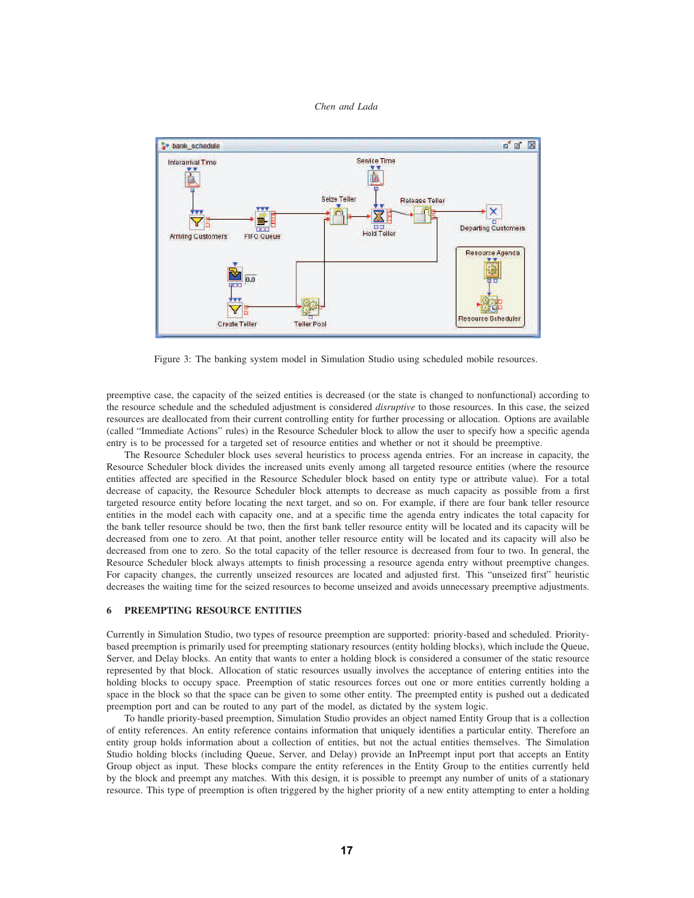Interarrival Time

Service Time

Seize Teller

Release Teller

Arriving Customers

FIFO Queue

Hold Teller

Departing Customers

Resource Agenda

0.0

Create Teller

Teller Pool

Resource Scheduler

bank_schedule

Figure 3: The banking system model in Simulation Studio using scheduled mobile resources.

preemptive case, the capacity of the seized entities is decreased (or the state is changed to nonfunctional) according to the resource schedule and the scheduled adjustment is considered *disruptive* to those resources. In this case, the seized resources are deallocated from their current controlling entity for further processing or allocation. Options are available (called "Immediate Actions" rules) in the Resource Scheduler block to allow the user to specify how a specific agenda entry is to be processed for a targeted set of resource entities and whether or not it should be preemptive.

The Resource Scheduler block uses several heuristics to process agenda entries. For an increase in capacity, the Resource Scheduler block divides the increased units evenly among all targeted resource entities (where the resource entities affected are specified in the Resource Scheduler block based on entity type or attribute value). For a total decrease of capacity, the Resource Scheduler block attempts to decrease as much capacity as possible from a first targeted resource entity before locating the next target, and so on. For example, if there are four bank teller resource entities in the model each with capacity one, and at a specific time the agenda entry indicates the total capacity for the bank teller resource should be two, then the first bank teller resource entity will be located and its capacity will be decreased from one to zero. At that point, another teller resource entity will be located and its capacity will also be decreased from one to zero. So the total capacity of the teller resource is decreased from four to two. In general, the Resource Scheduler block always attempts to finish processing a resource agenda entry without preemptive changes. For capacity changes, the currently unseized resources are located and adjusted first. This "unseized first" heuristic decreases the waiting time for the seized resources to become unseized and avoids unnecessary preemptive adjustments.

## 6 PREEMPTING RESOURCE ENTITIES

Currently in Simulation Studio, two types of resource preemption are supported: priority-based and scheduled. Priority-based preemption is primarily used for preempting stationary resources (entity holding blocks), which include the Queue, Server, and Delay blocks. An entity that wants to enter a holding block is considered a consumer of the static resource represented by that block. Allocation of static resources usually involves the acceptance of entering entities into the holding blocks to occupy space. Preemption of static resources forces out one or more entities currently holding a space in the block so that the space can be given to some other entity. The preempted entity is pushed out a dedicated preemption port and can be routed to any part of the model, as dictated by the system logic.

To handle priority-based preemption, Simulation Studio provides an object named Entity Group that is a collection of entity references. An entity reference contains information that uniquely identifies a particular entity. Therefore an entity group holds information about a collection of entities, but not the actual entities themselves. The Simulation Studio holding blocks (including Queue, Server, and Delay) provide an InPreempt input port that accepts an Entity Group object as input. These blocks compare the entity references in the Entity Group to the entities currently held by the block and preempt any matches. With this design, it is possible to preempt any number of units of a stationary resource. This type of preemption is often triggered by the higher priority of a new entity attempting to enter a holding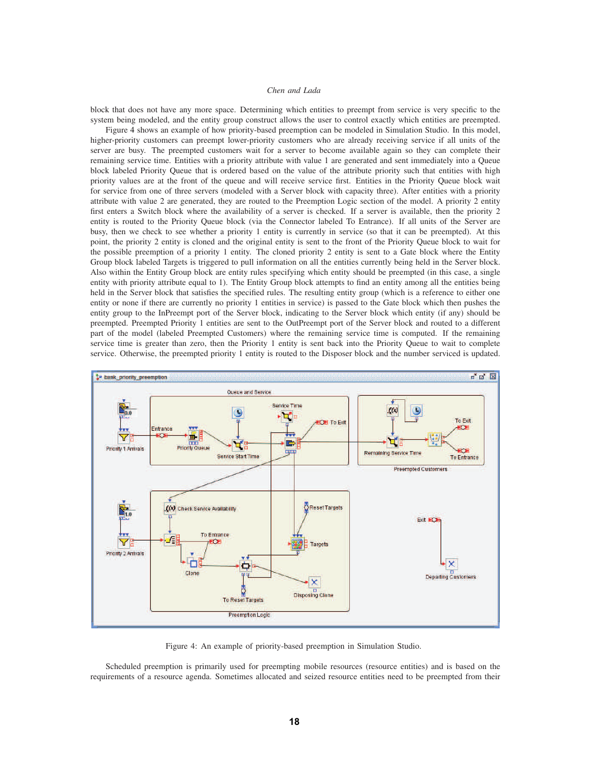block that does not have any more space. Determining which entities to preempt from service is very specific to the system being modeled, and the entity group construct allows the user to control exactly which entities are preempted.

Figure 4 shows an example of how priority-based preemption can be modeled in Simulation Studio. In this model, higher-priority customers can preempt lower-priority customers who are already receiving service if all units of the server are busy. The preempted customers wait for a server to become available again so they can complete their remaining service time. Entities with a priority attribute with value 1 are generated and sent immediately into a Queue block labeled Priority Queue that is ordered based on the value of the attribute priority such that entities with high priority values are at the front of the queue and will receive service first. Entities in the Priority Queue block wait for service from one of three servers (modeled with a Server block with capacity three). After entities with a priority attribute with value 2 are generated, they are routed to the Preemption Logic section of the model. A priority 2 entity first enters a Switch block where the availability of a server is checked. If a server is available, then the priority 2 entity is routed to the Priority Queue block (via the Connector labeled To Entrance). If all units of the Server are busy, then we check to see whether a priority 1 entity is currently in service (so that it can be preempted). At this point, the priority 2 entity is cloned and the original entity is sent to the front of the Priority Queue block to wait for the possible preemption of a priority 1 entity. The cloned priority 2 entity is sent to a Gate block where the Entity Group block labeled Targets is triggered to pull information on all the entities currently being held in the Server block. Also within the Entity Group block are entity rules specifying which entity should be preempted (in this case, a single entity with priority attribute equal to 1). The Entity Group block attempts to find an entity among all the entities being held in the Server block that satisfies the specified rules. The resulting entity group (which is a reference to either one entity or none if there are currently no priority 1 entities in service) is passed to the Gate block which then pushes the entity group to the InPreempt port of the Server block, indicating to the Server block which entity (if any) should be preempted. Preempted Priority 1 entities are sent to the OutPreempt port of the Server block and routed to a different part of the model (labeled Preempted Customers) where the remaining service time is computed. If the remaining service time is greater than zero, then the Priority 1 entity is sent back into the Priority Queue to wait to complete service. Otherwise, the preempted priority 1 entity is routed to the Disposer block and the number serviced is updated.

Figure 4: An example of priority-based preemption in Simulation Studio.

Scheduled preemption is primarily used for preempting mobile resources (resource entities) and is based on the requirements of a resource agenda. Sometimes allocated and seized resource entities need to be preempted from their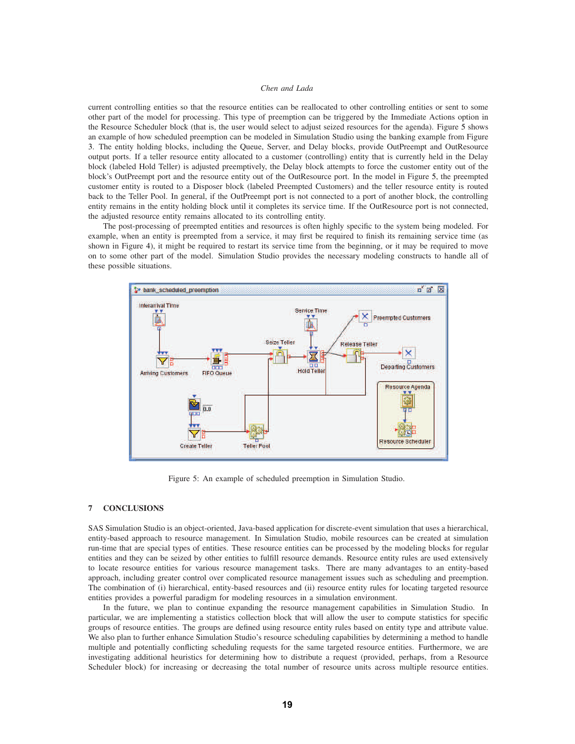current controlling entities so that the resource entities can be reallocated to other controlling entities or sent to some other part of the model for processing. This type of preemption can be triggered by the Immediate Actions option in the Resource Scheduler block (that is, the user would select to adjust seized resources for the agenda). Figure 5 shows an example of how scheduled preemption can be modeled in Simulation Studio using the banking example from Figure 3. The entity holding blocks, including the Queue, Server, and Delay blocks, provide OutPreempt and OutResource output ports. If a teller resource entity allocated to a customer (controlling) entity that is currently held in the Delay block (labeled Hold Teller) is adjusted preemptively, the Delay block attempts to force the customer entity out of the block's OutPreempt port and the resource entity out of the OutResource port. In the model in Figure 5, the preempted customer entity is routed to a Disposer block (labeled Preempted Customers) and the teller resource entity is routed back to the Teller Pool. In general, if the OutPreempt port is not connected to a port of another block, the controlling entity remains in the entity holding block until it completes its service time. If the OutResource port is not connected, the adjusted resource entity remains allocated to its controlling entity.

The post-processing of preempted entities and resources is often highly specific to the system being modeled. For example, when an entity is preempted from a service, it may first be required to finish its remaining service time (as shown in Figure 4), it might be required to restart its service time from the beginning, or it may be required to move on to some other part of the model. Simulation Studio provides the necessary modeling constructs to handle all of these possible situations.

bank_scheduled_preemption

Interarrival Time

Service Time

Preempted Customers

Seize Teller

Release Teller

Arriving Customers

FIFO Queue

Hold Teller

Departing Customers

Resource Agenda

0.0

Resource Scheduler

Create Teller

Teller Pool

Figure 5: An example of scheduled preemption in Simulation Studio.

## 7 CONCLUSIONS

SAS Simulation Studio is an object-oriented, Java-based application for discrete-event simulation that uses a hierarchical, entity-based approach to resource management. In Simulation Studio, mobile resources can be created at simulation run-time that are special types of entities. These resource entities can be processed by the modeling blocks for regular entities and they can be seized by other entities to fulfill resource demands. Resource entity rules are used extensively to locate resource entities for various resource management tasks. There are many advantages to an entity-based approach, including greater control over complicated resource management issues such as scheduling and preemption. The combination of (i) hierarchical, entity-based resources and (ii) resource entity rules for locating targeted resource entities provides a powerful paradigm for modeling resources in a simulation environment.

In the future, we plan to continue expanding the resource management capabilities in Simulation Studio. In particular, we are implementing a statistics collection block that will allow the user to compute statistics for specific groups of resource entities. The groups are defined using resource entity rules based on entity type and attribute value. We also plan to further enhance Simulation Studio's resource scheduling capabilities by determining a method to handle multiple and potentially conflicting scheduling requests for the same targeted resource entities. Furthermore, we are investigating additional heuristics for determining how to distribute a request (provided, perhaps, from a Resource Scheduler block) for increasing or decreasing the total number of resource units across multiple resource entities.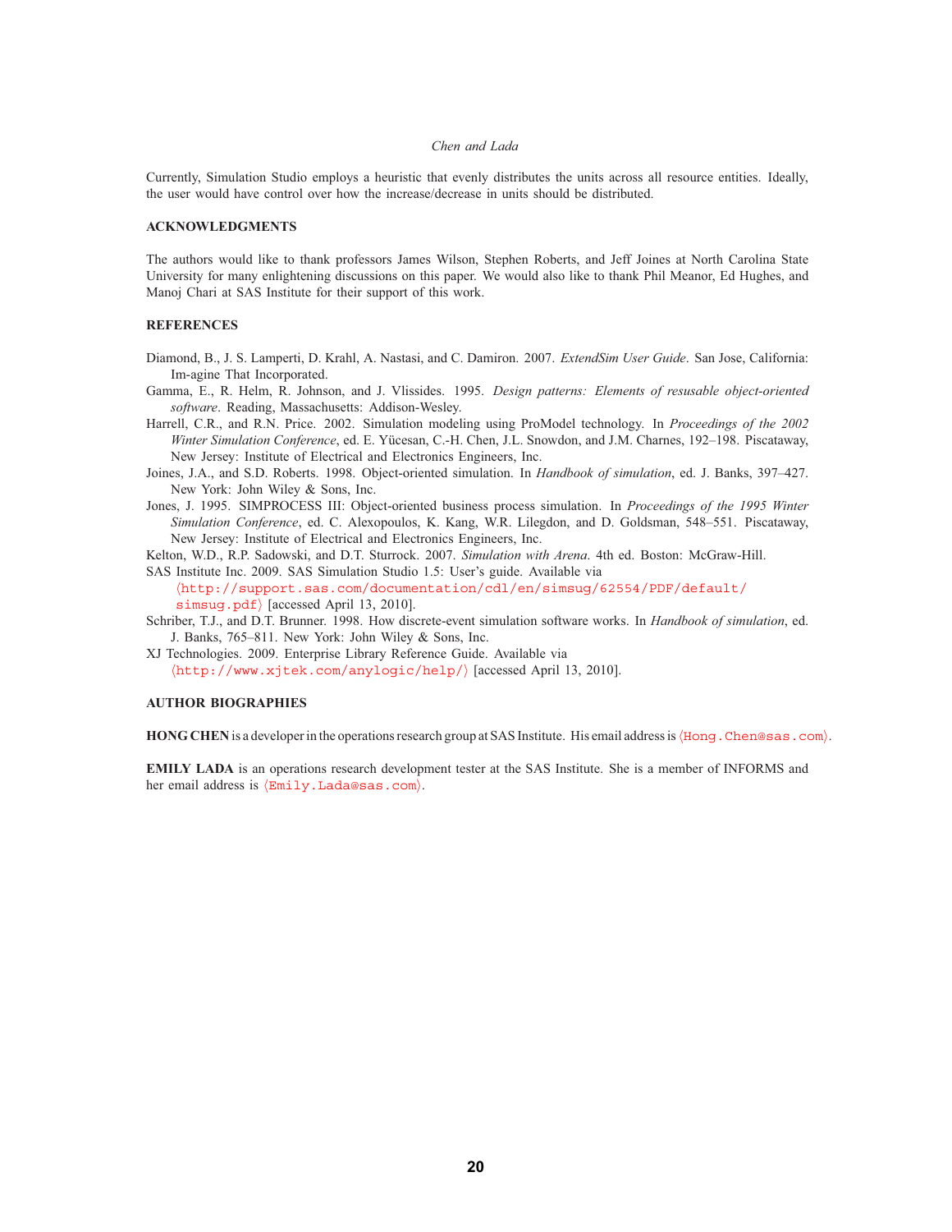Currently, Simulation Studio employs a heuristic that evenly distributes the units across all resource entities. Ideally, the user would have control over how the increase/decrease in units should be distributed.

## ACKNOWLEDGMENTS

The authors would like to thank professors James Wilson, Stephen Roberts, and Jeff Joines at North Carolina State University for many enlightening discussions on this paper. We would also like to thank Phil Meanor, Ed Hughes, and Manoj Chari at SAS Institute for their support of this work.

## REFERENCES

Diamond, B., J. S. Lamperti, D. Krahl, A. Nastasi, and C. Damiron. 2007. *ExtendSim User Guide*. San Jose, California: Im-agine That Incorporated.

Gamma, E., R. Helm, R. Johnson, and J. Vlissides. 1995. *Design patterns: Elements of resusable object-oriented software*. Reading, Massachusetts: Addison-Wesley.

Harrell, C.R., and R.N. Price. 2002. Simulation modeling using ProModel technology. In *Proceedings of the 2002 Winter Simulation Conference*, ed. E. Yücesan, C.-H. Chen, J.L. Snowdon, and J.M. Charnes, 192–198. Piscataway, New Jersey: Institute of Electrical and Electronics Engineers, Inc.

Joines, J.A., and S.D. Roberts. 1998. Object-oriented simulation. In *Handbook of simulation*, ed. J. Banks, 397–427. New York: John Wiley & Sons, Inc.

Jones, J. 1995. SIMPROCESS III: Object-oriented business process simulation. In *Proceedings of the 1995 Winter Simulation Conference*, ed. C. Alexopoulos, K. Kang, W.R. Lilegdon, and D. Goldsman, 548–551. Piscataway, New Jersey: Institute of Electrical and Electronics Engineers, Inc.

Kelton, W.D., R.P. Sadowski, and D.T. Sturrock. 2007. *Simulation with Arena*. 4th ed. Boston: McGraw-Hill.

SAS Institute Inc. 2009. SAS Simulation Studio 1.5: User's guide. Available via ⟨http://support.sas.com/documentation/cdl/en/simsug/62554/PDF/default/simsug.pdf⟩ [accessed April 13, 2010].

Schriber, T.J., and D.T. Brunner. 1998. How discrete-event simulation software works. In *Handbook of simulation*, ed. J. Banks, 765–811. New York: John Wiley & Sons, Inc.

XJ Technologies. 2009. Enterprise Library Reference Guide. Available via ⟨http://www.xjtek.com/anylogic/help/⟩ [accessed April 13, 2010].

## AUTHOR BIOGRAPHIES

**HONG CHEN** is a developer in the operations research group at SAS Institute. His email address is ⟨Hong.Chen@sas.com⟩.

**EMILY LADA** is an operations research development tester at the SAS Institute. She is a member of INFORMS and her email address is ⟨Emily.Lada@sas.com⟩.